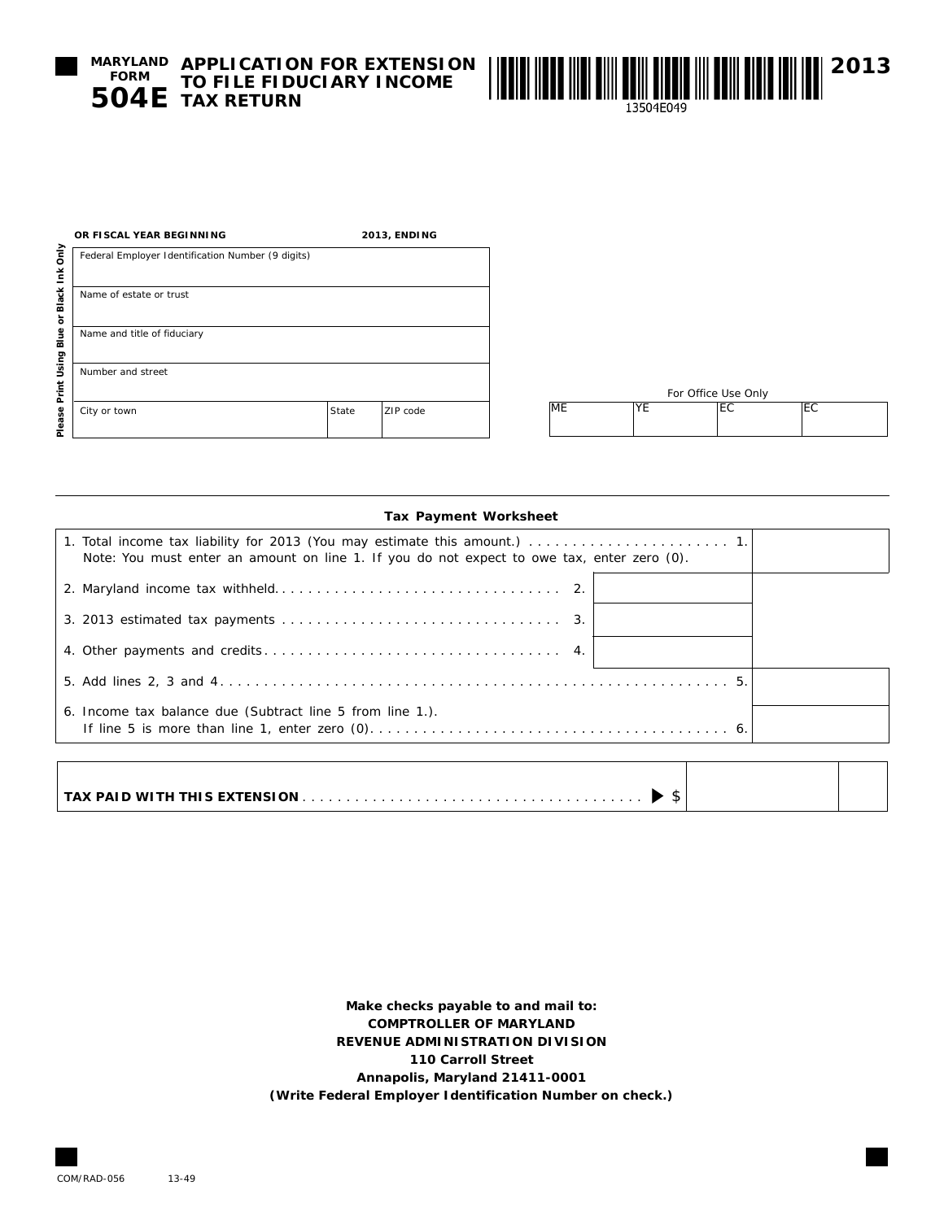# MARYLAND FORM 504E APPLICATION FOR EXTENSION TO FILE FIDUCIARY INCOME TAX RETURN

13504E049

**2013**

**OR FISCAL YEAR BEGINNING** ______ **2013, ENDING** ______

*Please Print Using Blue or Black Ink Only*

| Federal Employer Identification Number (9 digits) | | |
|---|---|---|
| Name of estate or trust | | |
| Name and title of fiduciary | | |
| Number and street | | |
| City or town | State | ZIP code |

For Office Use Only

| ME | YE | EC | EC |
|---|---|---|---|
| | | | |

## Tax Payment Worksheet

| | | |
|---|---|---|
| 1. Total income tax liability for 2013 (You may estimate this amount.) . . . . . . . . . . . . . . . . . . . . . . . 1. Note: You must enter an amount on line 1. If you do not expect to owe tax, enter zero (0). | | |
| 2. Maryland income tax withheld. . . . . . . . . . . . . . . . . . . . . . . . . . . . . . . . . 2. | | |
| 3. 2013 estimated tax payments . . . . . . . . . . . . . . . . . . . . . . . . . . . . . . . . 3. | | |
| 4. Other payments and credits. . . . . . . . . . . . . . . . . . . . . . . . . . . . . . . . . 4. | | |
| 5. Add lines 2, 3 and 4. . . . . . . . . . . . . . . . . . . . . . . . . . . . . . . . . . . . . . . . . . . . . . . . . . . . . . . . . 5. | | |
| 6. Income tax balance due (Subtract line 5 from line 1.). If line 5 is more than line 1, enter zero (0). . . . . . . . . . . . . . . . . . . . . . . . . . . . . . . . . . . . . . . . . 6. | | |

| | | |
|---|---|---|
| **TAX PAID WITH THIS EXTENSION** . . . . . . . . . . . . . . . . . . . . . . . . . . . . . . . . . . . . . . . ▶ $ | | |

**Make checks payable to and mail to:**
**COMPTROLLER OF MARYLAND**
**REVENUE ADMINISTRATION DIVISION**
**110 Carroll Street**
**Annapolis, Maryland 21411-0001**
**(Write Federal Employer Identification Number on check.)**

COM/RAD-056 13-49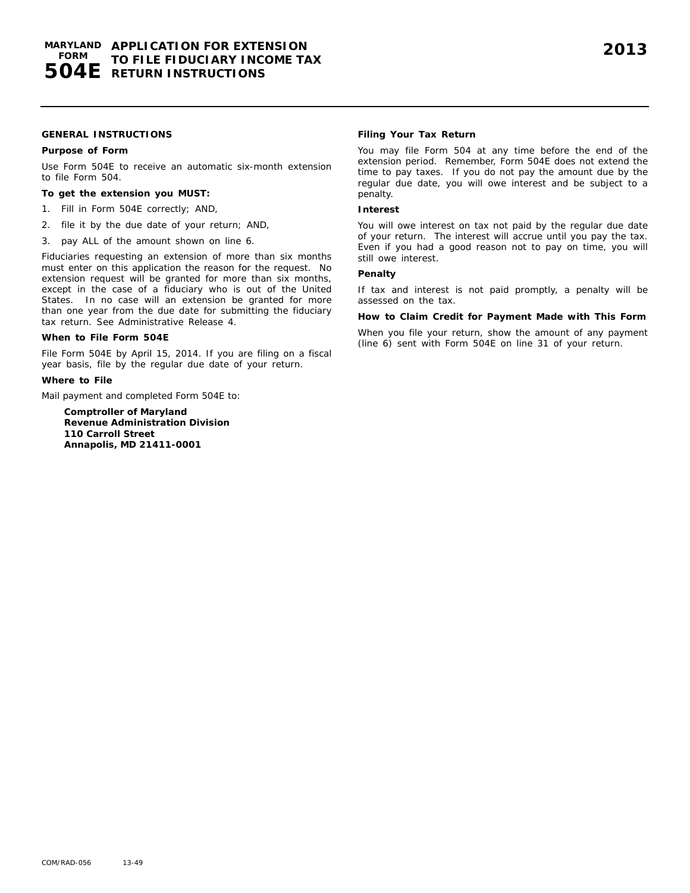# MARYLAND FORM 504E APPLICATION FOR EXTENSION TO FILE FIDUCIARY INCOME TAX RETURN INSTRUCTIONS

**2013**

## GENERAL INSTRUCTIONS

### Purpose of Form

Use Form 504E to receive an automatic six-month extension to file Form 504.

**To get the extension you MUST:**

1. Fill in Form 504E correctly; AND,
2. file it by the due date of your return; AND,
3. pay ALL of the amount shown on line 6.

Fiduciaries requesting an extension of more than six months must enter on this application the reason for the request. No extension request will be granted for more than six months, except in the case of a fiduciary who is out of the United States. In no case will an extension be granted for more than one year from the due date for submitting the fiduciary tax return. See Administrative Release 4.

### When to File Form 504E

File Form 504E by April 15, 2014. If you are filing on a fiscal year basis, file by the regular due date of your return.

### Where to File

Mail payment and completed Form 504E to:

**Comptroller of Maryland**
**Revenue Administration Division**
**110 Carroll Street**
**Annapolis, MD 21411-0001**

### Filing Your Tax Return

You may file Form 504 at any time before the end of the extension period. Remember, Form 504E does not extend the time to pay taxes. If you do not pay the amount due by the regular due date, you will owe interest and be subject to a penalty.

### Interest

You will owe interest on tax not paid by the regular due date of your return. The interest will accrue until you pay the tax. Even if you had a good reason not to pay on time, you will still owe interest.

### Penalty

If tax and interest is not paid promptly, a penalty will be assessed on the tax.

### How to Claim Credit for Payment Made with This Form

When you file your return, show the amount of any payment (line 6) sent with Form 504E on line 31 of your return.

COM/RAD-056 13-49